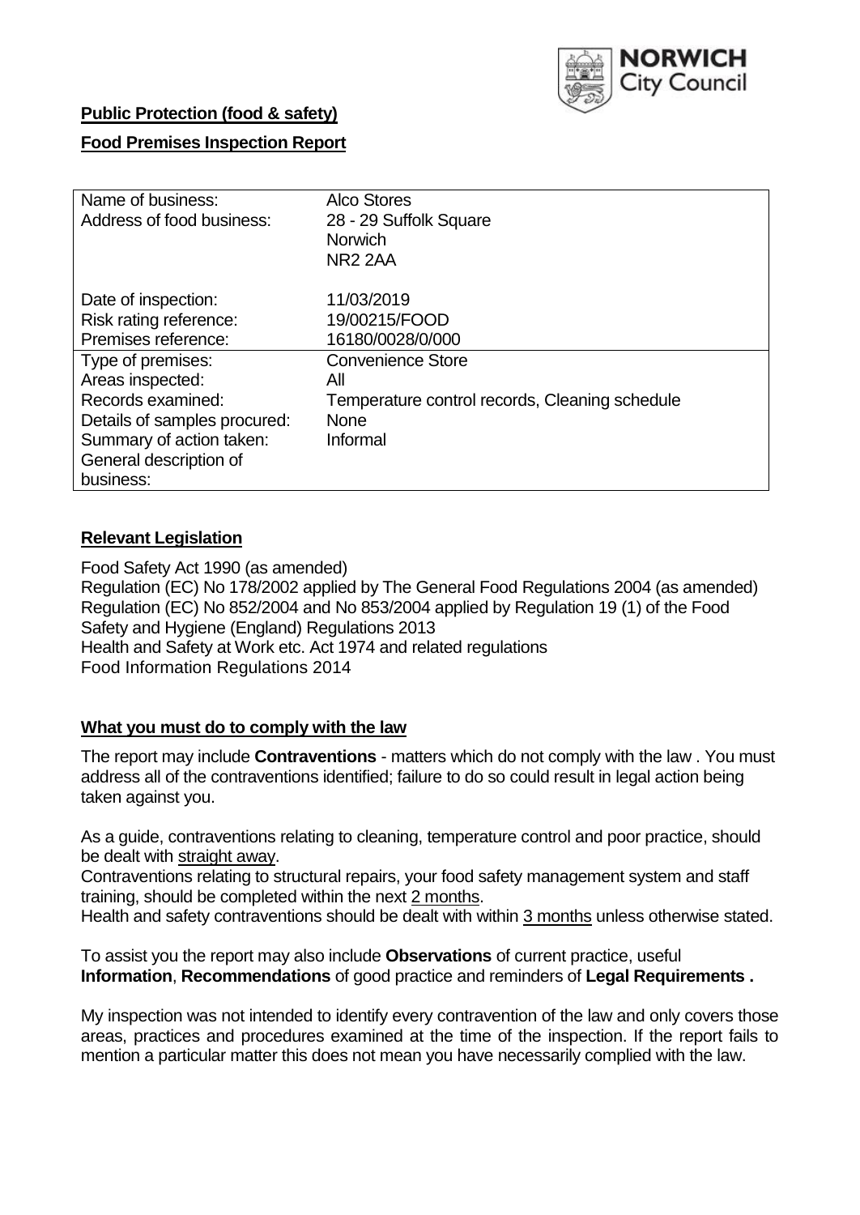NORWICH City Council

**Public Protection (food & safety)**

**Food Premises Inspection Report**

| Name of business: | Alco Stores |
|---|---|
| Address of food business: | 28 - 29 Suffolk Square<br>Norwich<br>NR2 2AA |
| Date of inspection: | 11/03/2019 |
| Risk rating reference: | 19/00215/FOOD |
| Premises reference: | 16180/0028/0/000 |
| Type of premises: | Convenience Store |
| Areas inspected: | All |
| Records examined: | Temperature control records, Cleaning schedule |
| Details of samples procured: | None |
| Summary of action taken: | Informal |
| General description of business: | |

**Relevant Legislation**

Food Safety Act 1990 (as amended)
Regulation (EC) No 178/2002 applied by The General Food Regulations 2004 (as amended)
Regulation (EC) No 852/2004 and No 853/2004 applied by Regulation 19 (1) of the Food Safety and Hygiene (England) Regulations 2013
Health and Safety at Work etc. Act 1974 and related regulations
Food Information Regulations 2014

**What you must do to comply with the law**

The report may include **Contraventions** - matters which do not comply with the law . You must address all of the contraventions identified; failure to do so could result in legal action being taken against you.

As a guide, contraventions relating to cleaning, temperature control and poor practice, should be dealt with straight away.
Contraventions relating to structural repairs, your food safety management system and staff training, should be completed within the next 2 months.
Health and safety contraventions should be dealt with within 3 months unless otherwise stated.

To assist you the report may also include **Observations** of current practice, useful **Information**, **Recommendations** of good practice and reminders of **Legal Requirements .**

My inspection was not intended to identify every contravention of the law and only covers those areas, practices and procedures examined at the time of the inspection. If the report fails to mention a particular matter this does not mean you have necessarily complied with the law.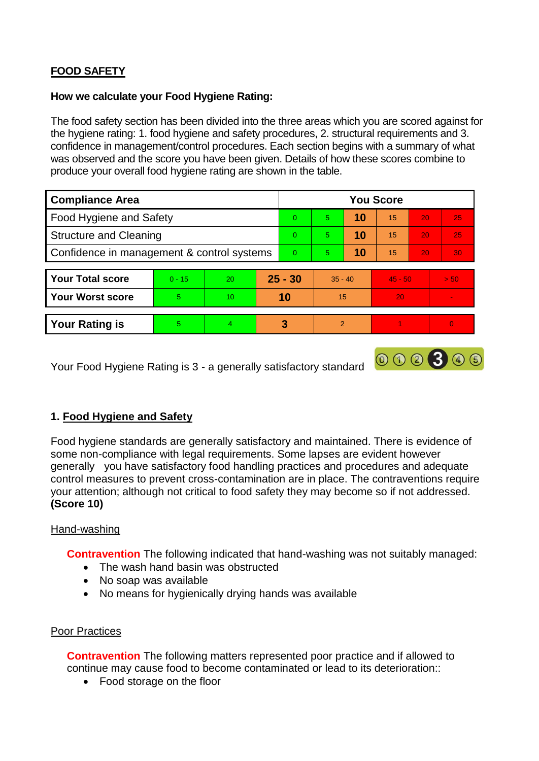## FOOD SAFETY

**How we calculate your Food Hygiene Rating:**

The food safety section has been divided into the three areas which you are scored against for the hygiene rating: 1. food hygiene and safety procedures, 2. structural requirements and 3. confidence in management/control procedures. Each section begins with a summary of what was observed and the score you have been given. Details of how these scores combine to produce your overall food hygiene rating are shown in the table.

| Compliance Area | You Score | | | | | |
|---|---|---|---|---|---|---|
| Food Hygiene and Safety | 0 | 5 | **10** | 15 | 20 | 25 |
| Structure and Cleaning | 0 | 5 | **10** | 15 | 20 | 25 |
| Confidence in management & control systems | 0 | 5 | **10** | 15 | 20 | 30 |

| | | | | | | |
|---|---|---|---|---|---|---|
| **Your Total score** | 0 - 15 | 20 | **25 - 30** | 35 - 40 | 45 - 50 | > 50 |
| **Your Worst score** | 5 | 10 | **10** | 15 | 20 | - |

| | | | | | | |
|---|---|---|---|---|---|---|
| **Your Rating is** | 5 | 4 | **3** | 2 | 1 | 0 |

Your Food Hygiene Rating is 3 - a generally satisfactory standard

### 1. Food Hygiene and Safety

Food hygiene standards are generally satisfactory and maintained. There is evidence of some non-compliance with legal requirements. Some lapses are evident however generally you have satisfactory food handling practices and procedures and adequate control measures to prevent cross-contamination are in place. The contraventions require your attention; although not critical to food safety they may become so if not addressed. **(Score 10)**

Hand-washing

**Contravention** The following indicated that hand-washing was not suitably managed:

- The wash hand basin was obstructed
- No soap was available
- No means for hygienically drying hands was available

Poor Practices

**Contravention** The following matters represented poor practice and if allowed to continue may cause food to become contaminated or lead to its deterioration::

- Food storage on the floor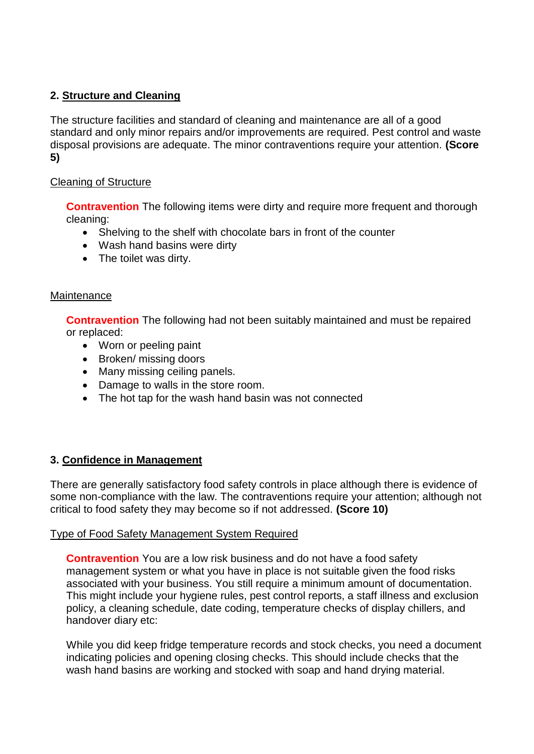## 2. Structure and Cleaning

The structure facilities and standard of cleaning and maintenance are all of a good standard and only minor repairs and/or improvements are required. Pest control and waste disposal provisions are adequate. The minor contraventions require your attention. **(Score 5)**

Cleaning of Structure

**Contravention** The following items were dirty and require more frequent and thorough cleaning:

- Shelving to the shelf with chocolate bars in front of the counter
- Wash hand basins were dirty
- The toilet was dirty.

Maintenance

**Contravention** The following had not been suitably maintained and must be repaired or replaced:

- Worn or peeling paint
- Broken/ missing doors
- Many missing ceiling panels.
- Damage to walls in the store room.
- The hot tap for the wash hand basin was not connected

## 3. Confidence in Management

There are generally satisfactory food safety controls in place although there is evidence of some non-compliance with the law. The contraventions require your attention; although not critical to food safety they may become so if not addressed. **(Score 10)**

Type of Food Safety Management System Required

**Contravention** You are a low risk business and do not have a food safety management system or what you have in place is not suitable given the food risks associated with your business. You still require a minimum amount of documentation. This might include your hygiene rules, pest control reports, a staff illness and exclusion policy, a cleaning schedule, date coding, temperature checks of display chillers, and handover diary etc:

While you did keep fridge temperature records and stock checks, you need a document indicating policies and opening closing checks. This should include checks that the wash hand basins are working and stocked with soap and hand drying material.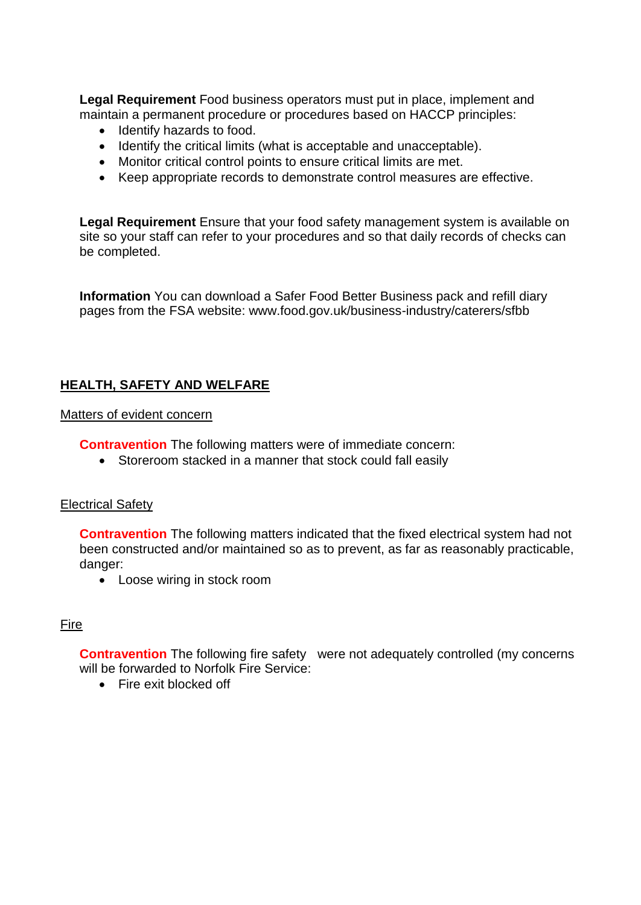**Legal Requirement** Food business operators must put in place, implement and maintain a permanent procedure or procedures based on HACCP principles:

- Identify hazards to food.
- Identify the critical limits (what is acceptable and unacceptable).
- Monitor critical control points to ensure critical limits are met.
- Keep appropriate records to demonstrate control measures are effective.

**Legal Requirement** Ensure that your food safety management system is available on site so your staff can refer to your procedures and so that daily records of checks can be completed.

**Information** You can download a Safer Food Better Business pack and refill diary pages from the FSA website: www.food.gov.uk/business-industry/caterers/sfbb

## HEALTH, SAFETY AND WELFARE

### Matters of evident concern

**Contravention** The following matters were of immediate concern:

- Storeroom stacked in a manner that stock could fall easily

### Electrical Safety

**Contravention** The following matters indicated that the fixed electrical system had not been constructed and/or maintained so as to prevent, as far as reasonably practicable, danger:

- Loose wiring in stock room

### Fire

**Contravention** The following fire safety were not adequately controlled (my concerns will be forwarded to Norfolk Fire Service:

- Fire exit blocked off